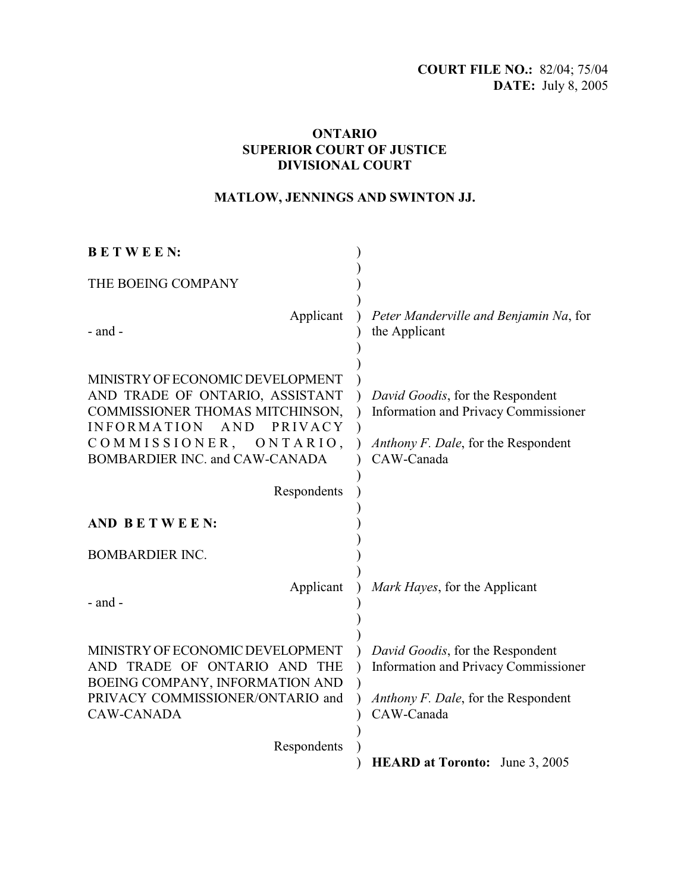**COURT FILE NO.:** 82/04; 75/04
**DATE:** July 8, 2005

**ONTARIO**
**SUPERIOR COURT OF JUSTICE**
**DIVISIONAL COURT**

**MATLOW, JENNINGS AND SWINTON JJ.**

**B E T W E E N:**

THE BOEING COMPANY

Applicant

- and -

MINISTRY OF ECONOMIC DEVELOPMENT AND TRADE OF ONTARIO, ASSISTANT COMMISSIONER THOMAS MITCHINSON, INFORMATION AND PRIVACY COMMISSIONER, ONTARIO, BOMBARDIER INC. and CAW-CANADA

Respondents

*Peter Manderville and Benjamin Na*, for the Applicant

*David Goodis*, for the Respondent Information and Privacy Commissioner

*Anthony F. Dale*, for the Respondent CAW-Canada

**AND B E T W E E N:**

BOMBARDIER INC.

Applicant

- and -

MINISTRY OF ECONOMIC DEVELOPMENT AND TRADE OF ONTARIO AND THE BOEING COMPANY, INFORMATION AND PRIVACY COMMISSIONER/ONTARIO and CAW-CANADA

Respondents

*Mark Hayes*, for the Applicant

*David Goodis*, for the Respondent Information and Privacy Commissioner

*Anthony F. Dale*, for the Respondent CAW-Canada

**HEARD at Toronto:** June 3, 2005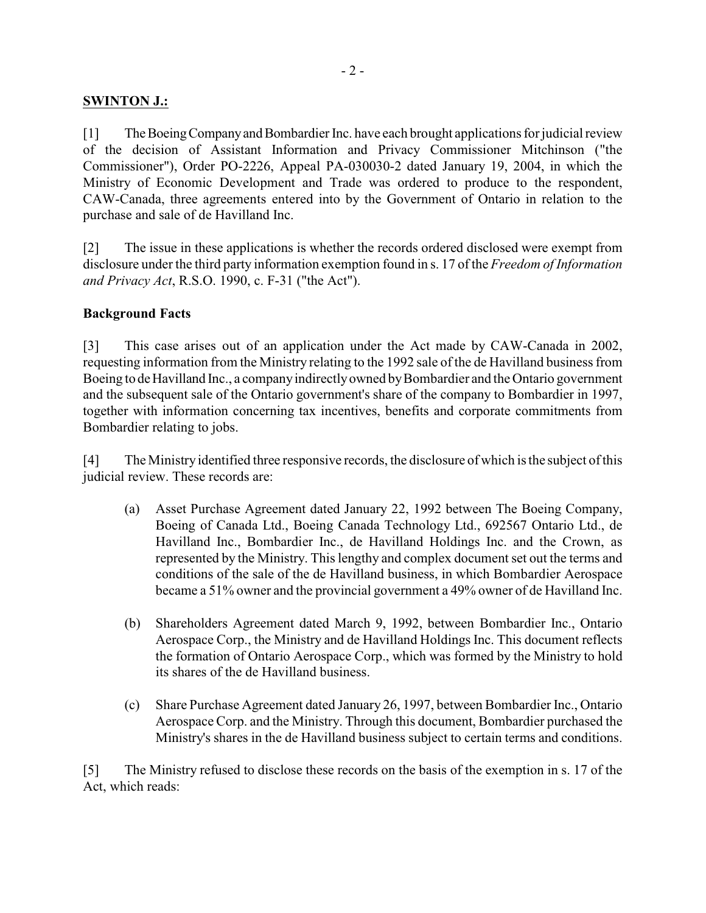**SWINTON J.:**

[1] The Boeing Company and Bombardier Inc. have each brought applications for judicial review of the decision of Assistant Information and Privacy Commissioner Mitchinson ("the Commissioner"), Order PO-2226, Appeal PA-030030-2 dated January 19, 2004, in which the Ministry of Economic Development and Trade was ordered to produce to the respondent, CAW-Canada, three agreements entered into by the Government of Ontario in relation to the purchase and sale of de Havilland Inc.

[2] The issue in these applications is whether the records ordered disclosed were exempt from disclosure under the third party information exemption found in s. 17 of the *Freedom of Information and Privacy Act*, R.S.O. 1990, c. F-31 ("the Act").

**Background Facts**

[3] This case arises out of an application under the Act made by CAW-Canada in 2002, requesting information from the Ministry relating to the 1992 sale of the de Havilland business from Boeing to de Havilland Inc., a company indirectly owned by Bombardier and the Ontario government and the subsequent sale of the Ontario government's share of the company to Bombardier in 1997, together with information concerning tax incentives, benefits and corporate commitments from Bombardier relating to jobs.

[4] The Ministry identified three responsive records, the disclosure of which is the subject of this judicial review. These records are:

(a) Asset Purchase Agreement dated January 22, 1992 between The Boeing Company, Boeing of Canada Ltd., Boeing Canada Technology Ltd., 692567 Ontario Ltd., de Havilland Inc., Bombardier Inc., de Havilland Holdings Inc. and the Crown, as represented by the Ministry. This lengthy and complex document set out the terms and conditions of the sale of the de Havilland business, in which Bombardier Aerospace became a 51% owner and the provincial government a 49% owner of de Havilland Inc.

(b) Shareholders Agreement dated March 9, 1992, between Bombardier Inc., Ontario Aerospace Corp., the Ministry and de Havilland Holdings Inc. This document reflects the formation of Ontario Aerospace Corp., which was formed by the Ministry to hold its shares of the de Havilland business.

(c) Share Purchase Agreement dated January 26, 1997, between Bombardier Inc., Ontario Aerospace Corp. and the Ministry. Through this document, Bombardier purchased the Ministry's shares in the de Havilland business subject to certain terms and conditions.

[5] The Ministry refused to disclose these records on the basis of the exemption in s. 17 of the Act, which reads: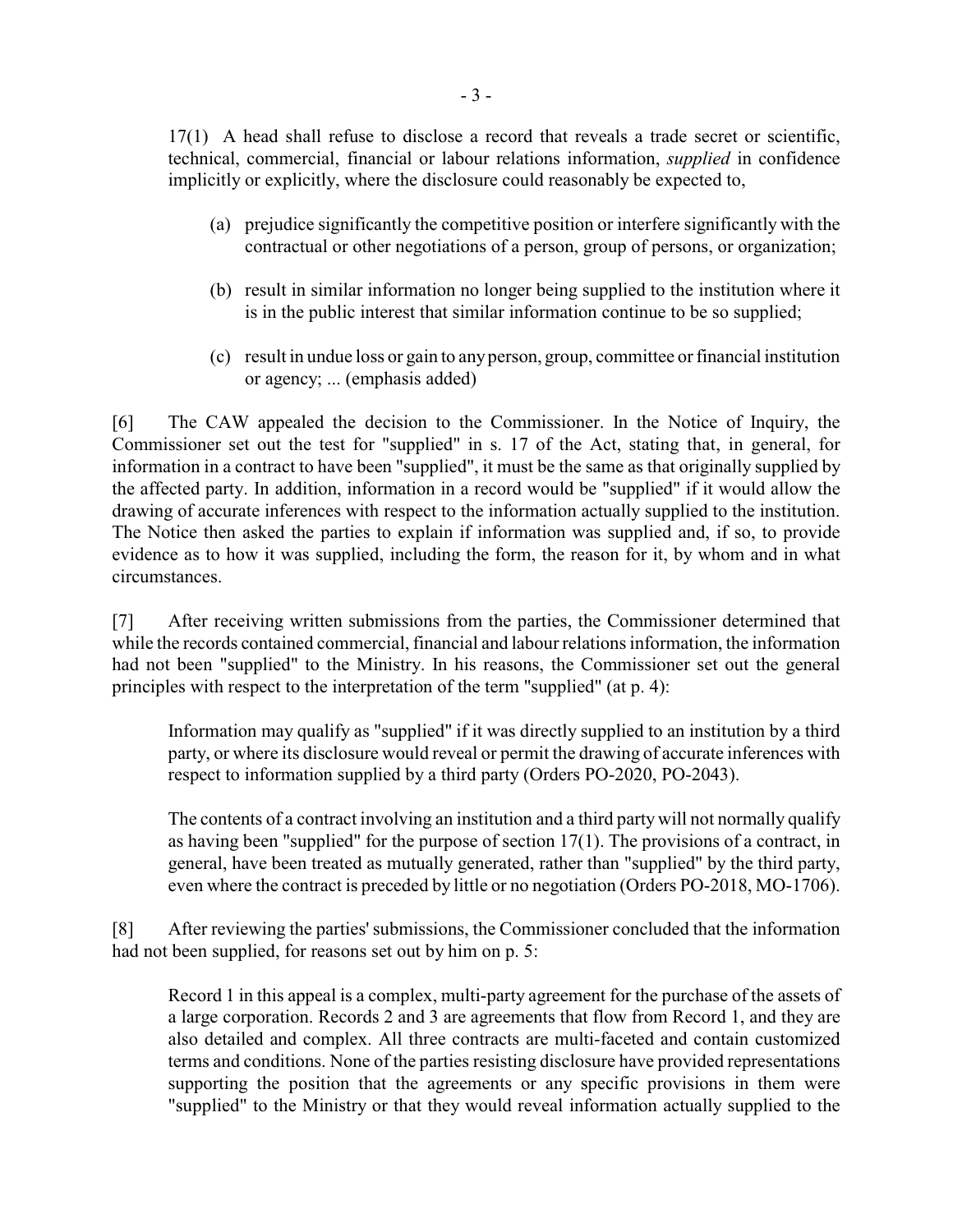17(1) A head shall refuse to disclose a record that reveals a trade secret or scientific, technical, commercial, financial or labour relations information, *supplied* in confidence implicitly or explicitly, where the disclosure could reasonably be expected to,

> (a) prejudice significantly the competitive position or interfere significantly with the contractual or other negotiations of a person, group of persons, or organization;
>
> (b) result in similar information no longer being supplied to the institution where it is in the public interest that similar information continue to be so supplied;
>
> (c) result in undue loss or gain to any person, group, committee or financial institution or agency; ... (emphasis added)

[6] The CAW appealed the decision to the Commissioner. In the Notice of Inquiry, the Commissioner set out the test for "supplied" in s. 17 of the Act, stating that, in general, for information in a contract to have been "supplied", it must be the same as that originally supplied by the affected party. In addition, information in a record would be "supplied" if it would allow the drawing of accurate inferences with respect to the information actually supplied to the institution. The Notice then asked the parties to explain if information was supplied and, if so, to provide evidence as to how it was supplied, including the form, the reason for it, by whom and in what circumstances.

[7] After receiving written submissions from the parties, the Commissioner determined that while the records contained commercial, financial and labour relations information, the information had not been "supplied" to the Ministry. In his reasons, the Commissioner set out the general principles with respect to the interpretation of the term "supplied" (at p. 4):

> Information may qualify as "supplied" if it was directly supplied to an institution by a third party, or where its disclosure would reveal or permit the drawing of accurate inferences with respect to information supplied by a third party (Orders PO-2020, PO-2043).
>
> The contents of a contract involving an institution and a third party will not normally qualify as having been "supplied" for the purpose of section 17(1). The provisions of a contract, in general, have been treated as mutually generated, rather than "supplied" by the third party, even where the contract is preceded by little or no negotiation (Orders PO-2018, MO-1706).

[8] After reviewing the parties' submissions, the Commissioner concluded that the information had not been supplied, for reasons set out by him on p. 5:

> Record 1 in this appeal is a complex, multi-party agreement for the purchase of the assets of a large corporation. Records 2 and 3 are agreements that flow from Record 1, and they are also detailed and complex. All three contracts are multi-faceted and contain customized terms and conditions. None of the parties resisting disclosure have provided representations supporting the position that the agreements or any specific provisions in them were "supplied" to the Ministry or that they would reveal information actually supplied to the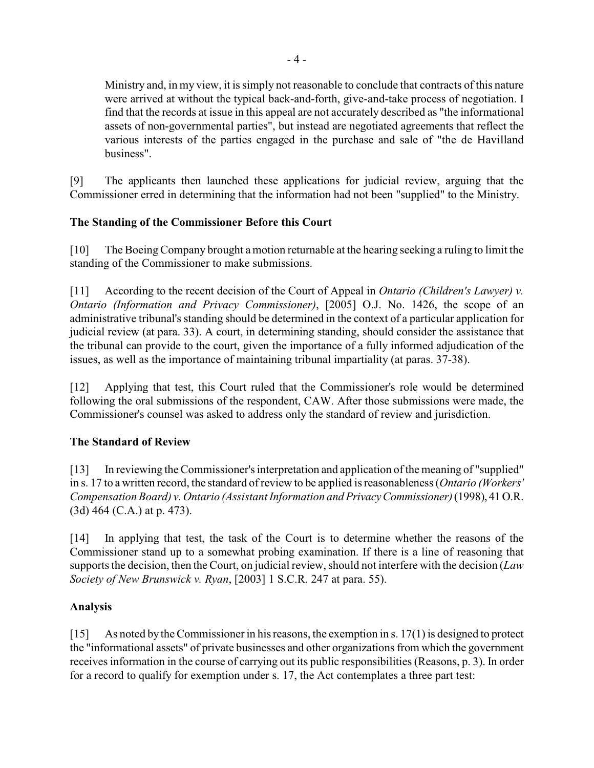> Ministry and, in my view, it is simply not reasonable to conclude that contracts of this nature were arrived at without the typical back-and-forth, give-and-take process of negotiation. I find that the records at issue in this appeal are not accurately described as "the informational assets of non-governmental parties", but instead are negotiated agreements that reflect the various interests of the parties engaged in the purchase and sale of "the de Havilland business".

[9] The applicants then launched these applications for judicial review, arguing that the Commissioner erred in determining that the information had not been "supplied" to the Ministry.

### The Standing of the Commissioner Before this Court

[10] The Boeing Company brought a motion returnable at the hearing seeking a ruling to limit the standing of the Commissioner to make submissions.

[11] According to the recent decision of the Court of Appeal in *Ontario (Children's Lawyer) v. Ontario (Information and Privacy Commissioner)*, [2005] O.J. No. 1426, the scope of an administrative tribunal's standing should be determined in the context of a particular application for judicial review (at para. 33). A court, in determining standing, should consider the assistance that the tribunal can provide to the court, given the importance of a fully informed adjudication of the issues, as well as the importance of maintaining tribunal impartiality (at paras. 37-38).

[12] Applying that test, this Court ruled that the Commissioner's role would be determined following the oral submissions of the respondent, CAW. After those submissions were made, the Commissioner's counsel was asked to address only the standard of review and jurisdiction.

### The Standard of Review

[13] In reviewing the Commissioner's interpretation and application of the meaning of "supplied" in s. 17 to a written record, the standard of review to be applied is reasonableness (*Ontario (Workers' Compensation Board) v. Ontario (Assistant Information and Privacy Commissioner)* (1998), 41 O.R. (3d) 464 (C.A.) at p. 473).

[14] In applying that test, the task of the Court is to determine whether the reasons of the Commissioner stand up to a somewhat probing examination. If there is a line of reasoning that supports the decision, then the Court, on judicial review, should not interfere with the decision (*Law Society of New Brunswick v. Ryan*, [2003] 1 S.C.R. 247 at para. 55).

### Analysis

[15] As noted by the Commissioner in his reasons, the exemption in s. 17(1) is designed to protect the "informational assets" of private businesses and other organizations from which the government receives information in the course of carrying out its public responsibilities (Reasons, p. 3). In order for a record to qualify for exemption under s. 17, the Act contemplates a three part test: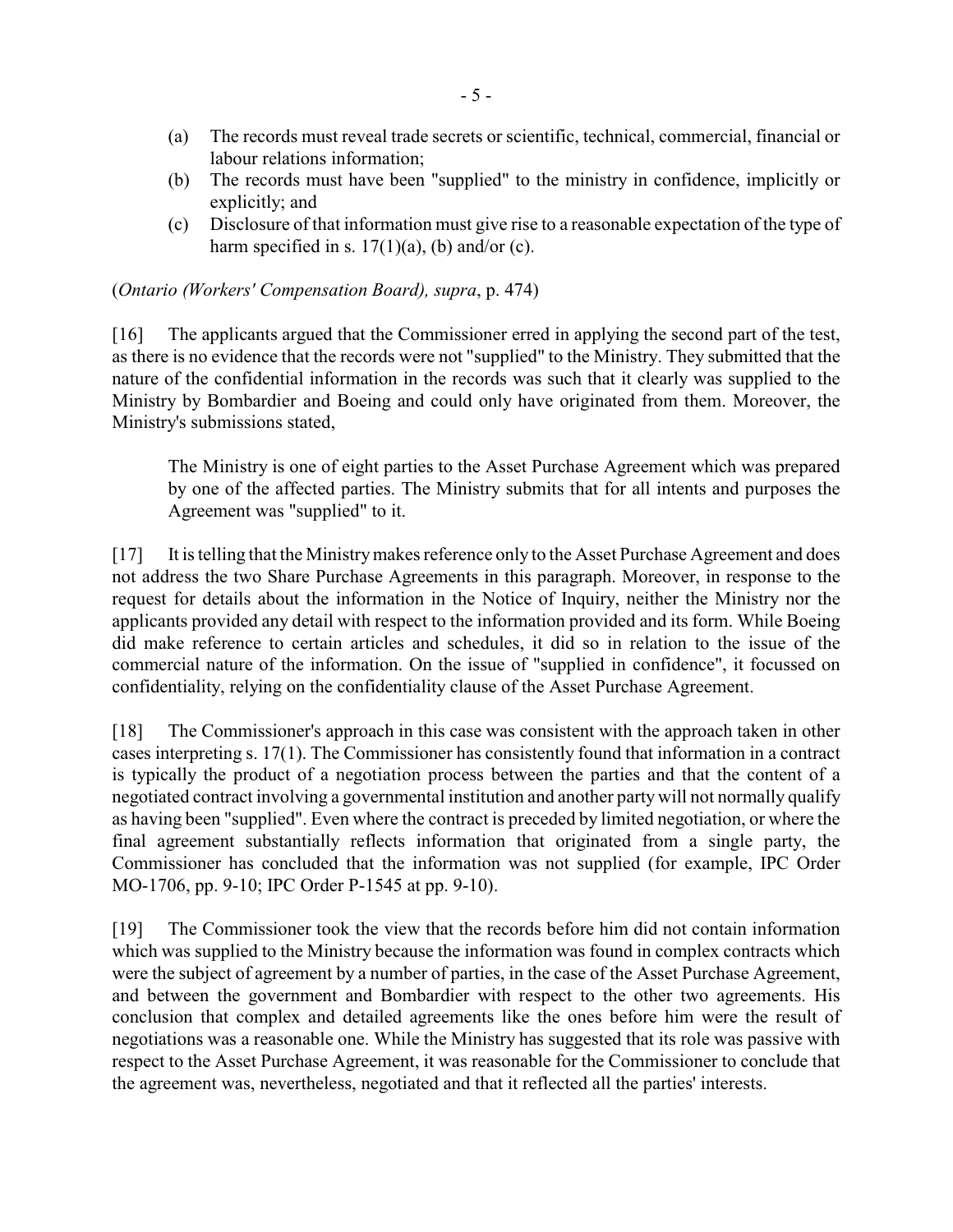(a) The records must reveal trade secrets or scientific, technical, commercial, financial or labour relations information;

(b) The records must have been "supplied" to the ministry in confidence, implicitly or explicitly; and

(c) Disclosure of that information must give rise to a reasonable expectation of the type of harm specified in s. 17(1)(a), (b) and/or (c).

(*Ontario (Workers' Compensation Board), supra*, p. 474)

[16] The applicants argued that the Commissioner erred in applying the second part of the test, as there is no evidence that the records were not "supplied" to the Ministry. They submitted that the nature of the confidential information in the records was such that it clearly was supplied to the Ministry by Bombardier and Boeing and could only have originated from them. Moreover, the Ministry's submissions stated,

> The Ministry is one of eight parties to the Asset Purchase Agreement which was prepared by one of the affected parties. The Ministry submits that for all intents and purposes the Agreement was "supplied" to it.

[17] It is telling that the Ministry makes reference only to the Asset Purchase Agreement and does not address the two Share Purchase Agreements in this paragraph. Moreover, in response to the request for details about the information in the Notice of Inquiry, neither the Ministry nor the applicants provided any detail with respect to the information provided and its form. While Boeing did make reference to certain articles and schedules, it did so in relation to the issue of the commercial nature of the information. On the issue of "supplied in confidence", it focussed on confidentiality, relying on the confidentiality clause of the Asset Purchase Agreement.

[18] The Commissioner's approach in this case was consistent with the approach taken in other cases interpreting s. 17(1). The Commissioner has consistently found that information in a contract is typically the product of a negotiation process between the parties and that the content of a negotiated contract involving a governmental institution and another party will not normally qualify as having been "supplied". Even where the contract is preceded by limited negotiation, or where the final agreement substantially reflects information that originated from a single party, the Commissioner has concluded that the information was not supplied (for example, IPC Order MO-1706, pp. 9-10; IPC Order P-1545 at pp. 9-10).

[19] The Commissioner took the view that the records before him did not contain information which was supplied to the Ministry because the information was found in complex contracts which were the subject of agreement by a number of parties, in the case of the Asset Purchase Agreement, and between the government and Bombardier with respect to the other two agreements. His conclusion that complex and detailed agreements like the ones before him were the result of negotiations was a reasonable one. While the Ministry has suggested that its role was passive with respect to the Asset Purchase Agreement, it was reasonable for the Commissioner to conclude that the agreement was, nevertheless, negotiated and that it reflected all the parties' interests.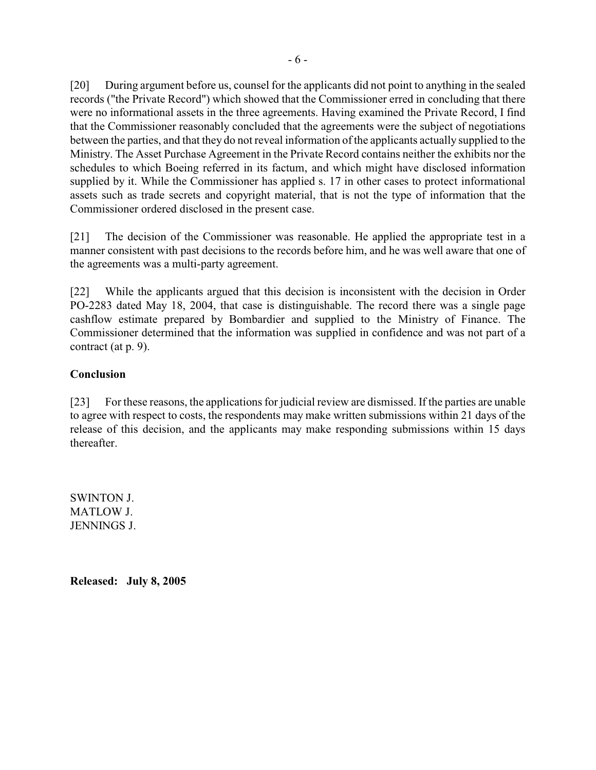[20] During argument before us, counsel for the applicants did not point to anything in the sealed records ("the Private Record") which showed that the Commissioner erred in concluding that there were no informational assets in the three agreements. Having examined the Private Record, I find that the Commissioner reasonably concluded that the agreements were the subject of negotiations between the parties, and that they do not reveal information of the applicants actually supplied to the Ministry. The Asset Purchase Agreement in the Private Record contains neither the exhibits nor the schedules to which Boeing referred in its factum, and which might have disclosed information supplied by it. While the Commissioner has applied s. 17 in other cases to protect informational assets such as trade secrets and copyright material, that is not the type of information that the Commissioner ordered disclosed in the present case.

[21] The decision of the Commissioner was reasonable. He applied the appropriate test in a manner consistent with past decisions to the records before him, and he was well aware that one of the agreements was a multi-party agreement.

[22] While the applicants argued that this decision is inconsistent with the decision in Order PO-2283 dated May 18, 2004, that case is distinguishable. The record there was a single page cashflow estimate prepared by Bombardier and supplied to the Ministry of Finance. The Commissioner determined that the information was supplied in confidence and was not part of a contract (at p. 9).

**Conclusion**

[23] For these reasons, the applications for judicial review are dismissed. If the parties are unable to agree with respect to costs, the respondents may make written submissions within 21 days of the release of this decision, and the applicants may make responding submissions within 15 days thereafter.

SWINTON J.
MATLOW J.
JENNINGS J.

**Released: July 8, 2005**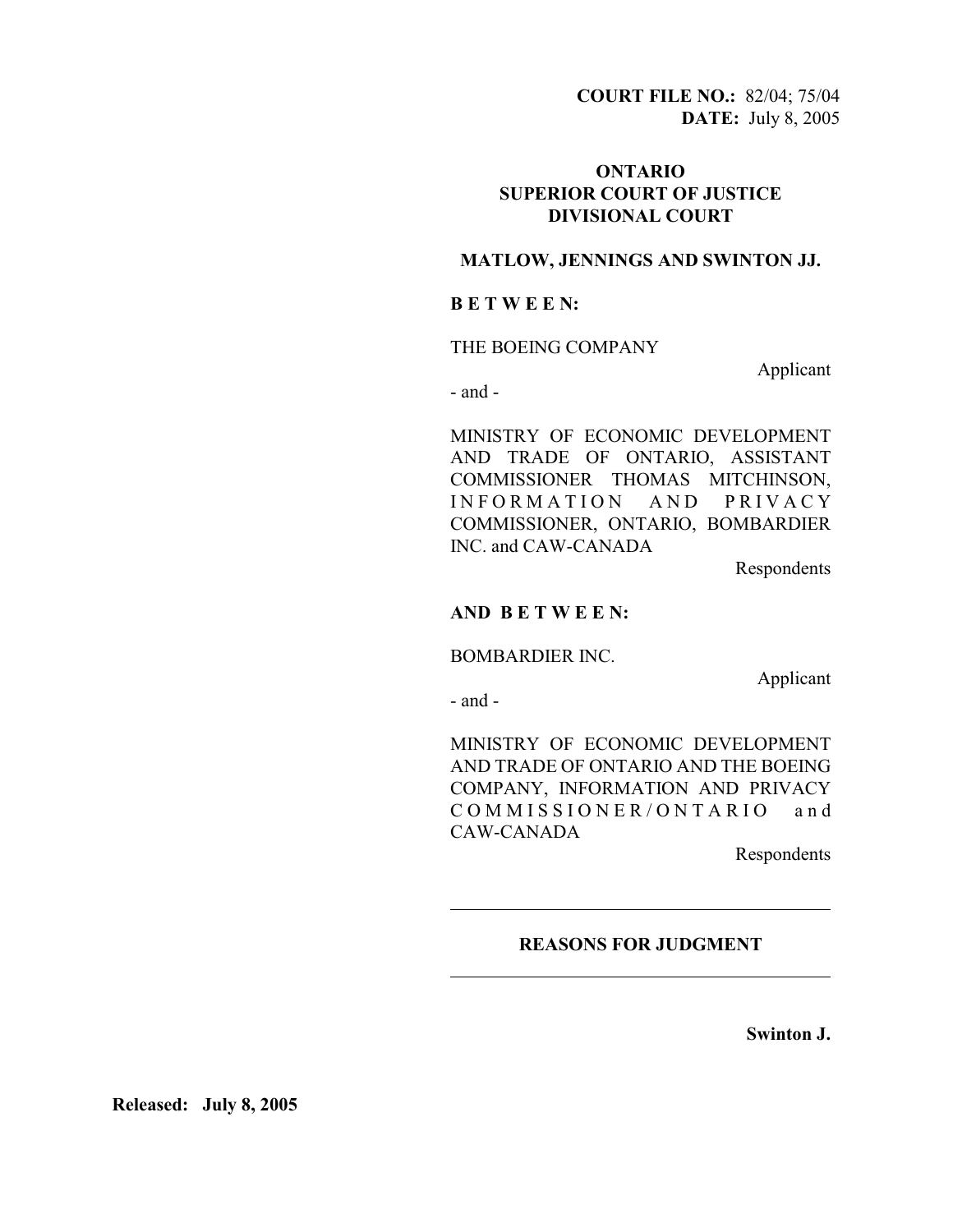**COURT FILE NO.:** 82/04; 75/04
**DATE:** July 8, 2005

**ONTARIO**
**SUPERIOR COURT OF JUSTICE**
**DIVISIONAL COURT**

**MATLOW, JENNINGS AND SWINTON JJ.**

**B E T W E E N:**

THE BOEING COMPANY

Applicant

- and -

MINISTRY OF ECONOMIC DEVELOPMENT AND TRADE OF ONTARIO, ASSISTANT COMMISSIONER THOMAS MITCHINSON, INFORMATION AND PRIVACY COMMISSIONER, ONTARIO, BOMBARDIER INC. and CAW-CANADA

Respondents

**AND B E T W E E N:**

BOMBARDIER INC.

Applicant

- and -

MINISTRY OF ECONOMIC DEVELOPMENT AND TRADE OF ONTARIO AND THE BOEING COMPANY, INFORMATION AND PRIVACY COMMISSIONER/ONTARIO and CAW-CANADA

Respondents

---

**REASONS FOR JUDGMENT**

---

**Swinton J.**

**Released: July 8, 2005**